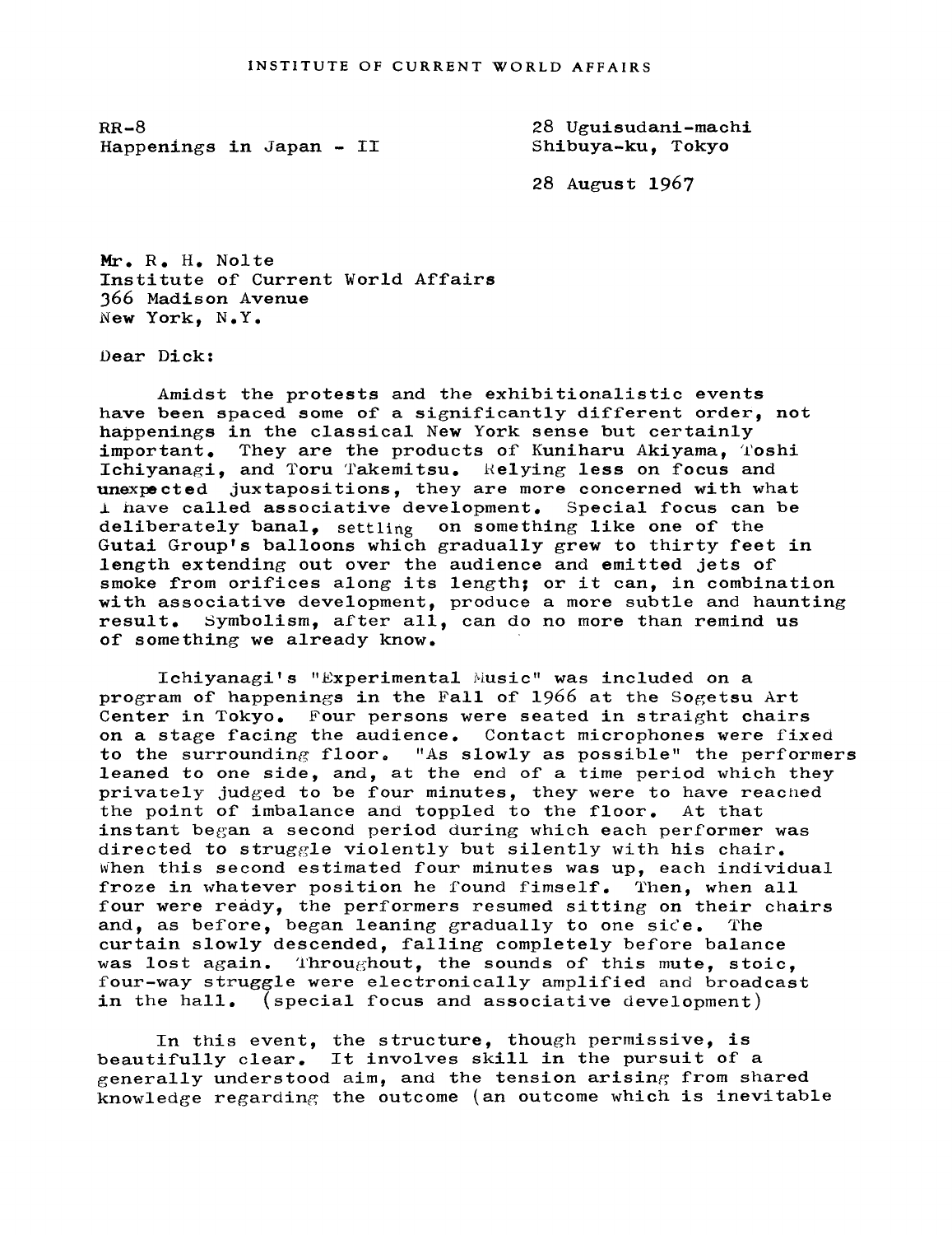INSTITUTE OF CURRENT WORLD AFFAIRS

RR-8
Happenings in Japan - II

28 Uguisudani-machi
Shibuya-ku, Tokyo

28 August 1967

Mr. R. H. Nolte
Institute of Current World Affairs
366 Madison Avenue
New York, N.Y.

Dear Dick:

Amidst the protests and the exhibitionalistic events have been spaced some of a significantly different order, not happenings in the classical New York sense but certainly important. They are the products of Kuniharu Akiyama, Toshi Ichiyanagi, and Toru Takemitsu. Relying less on focus and unexpected juxtapositions, they are more concerned with what I have called associative development. Special focus can be deliberately banal, settling on something like one of the Gutai Group's balloons which gradually grew to thirty feet in length extending out over the audience and emitted jets of smoke from orifices along its length; or it can, in combination with associative development, produce a more subtle and haunting result. Symbolism, after all, can do no more than remind us of something we already know.

Ichiyanagi's "Experimental Music" was included on a program of happenings in the Fall of 1966 at the Sogetsu Art Center in Tokyo. Four persons were seated in straight chairs on a stage facing the audience. Contact microphones were fixed to the surrounding floor. "As slowly as possible" the performers leaned to one side, and, at the end of a time period which they privately judged to be four minutes, they were to have reached the point of imbalance and toppled to the floor. At that instant began a second period during which each performer was directed to struggle violently but silently with his chair. When this second estimated four minutes was up, each individual froze in whatever position he found fimself. Then, when all four were ready, the performers resumed sitting on their chairs and, as before, began leaning gradually to one side. The curtain slowly descended, falling completely before balance was lost again. Throughout, the sounds of this mute, stoic, four-way struggle were electronically amplified and broadcast in the hall. (special focus and associative development)

In this event, the structure, though permissive, is beautifully clear. It involves skill in the pursuit of a generally understood aim, and the tension arising from shared knowledge regarding the outcome (an outcome which is inevitable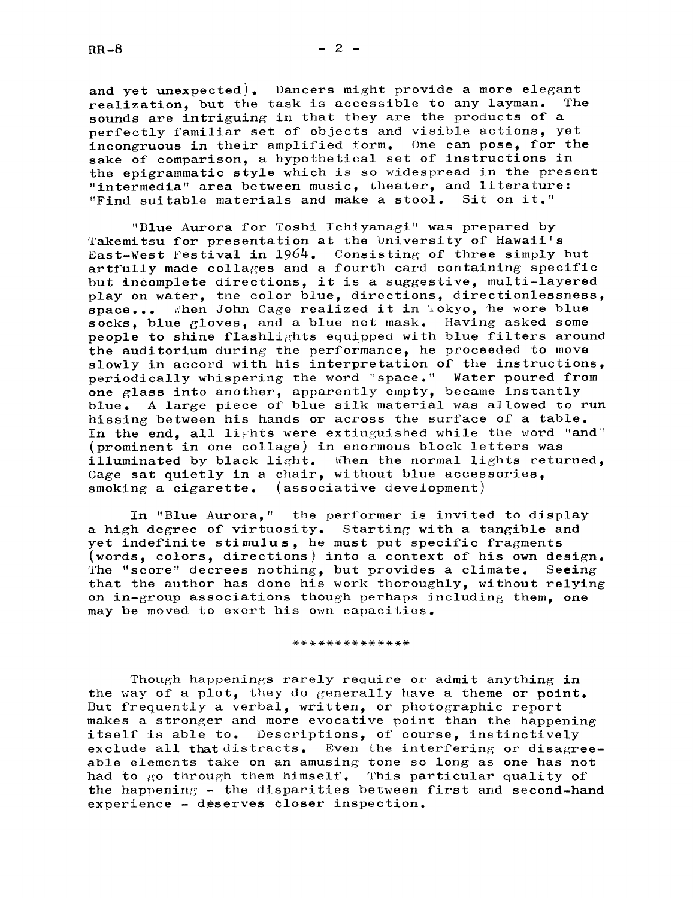and yet unexpected). Dancers might provide a more elegant realization, but the task is accessible to any layman. The sounds are intriguing in that they are the products of a perfectly familiar set of objects and visible actions, yet incongruous in their amplified form. One can pose, for the sake of comparison, a hypothetical set of instructions in the epigrammatic style which is so widespread in the present "intermedia" area between music, theater, and literature: "Find suitable materials and make a stool. Sit on it."

"Blue Aurora for Toshi Ichiyanagi" was prepared by Takemitsu for presentation at the University of Hawaii's East-West Festival in 1964. Consisting of three simply but artfully made collages and a fourth card containing specific but incomplete directions, it is a suggestive, multi-layered play on water, the color blue, directions, directionlessness, space... When John Cage realized it in Tokyo, he wore blue socks, blue gloves, and a blue net mask. Having asked some people to shine flashlights equipped with blue filters around the auditorium during the performance, he proceeded to move slowly in accord with his interpretation of the instructions, periodically whispering the word "space." Water poured from one glass into another, apparently empty, became instantly blue. A large piece of blue silk material was allowed to run hissing between his hands or across the surface of a table. In the end, all lights were extinguished while the word "and" (prominent in one collage) in enormous block letters was illuminated by black light. When the normal lights returned, Cage sat quietly in a chair, without blue accessories, smoking a cigarette. (associative development)

In "Blue Aurora," the performer is invited to display a high degree of virtuosity. Starting with a tangible and yet indefinite stimulus, he must put specific fragments (words, colors, directions) into a context of his own design. The "score" decrees nothing, but provides a climate. Seeing that the author has done his work thoroughly, without relying on in-group associations though perhaps including them, one may be moved to exert his own capacities.

**************

Though happenings rarely require or admit anything in the way of a plot, they do generally have a theme or point. But frequently a verbal, written, or photographic report makes a stronger and more evocative point than the happening itself is able to. Descriptions, of course, instinctively exclude all that distracts. Even the interfering or disagreeable elements take on an amusing tone so long as one has not had to go through them himself. This particular quality of the happening - the disparities between first and second-hand experience - deserves closer inspection.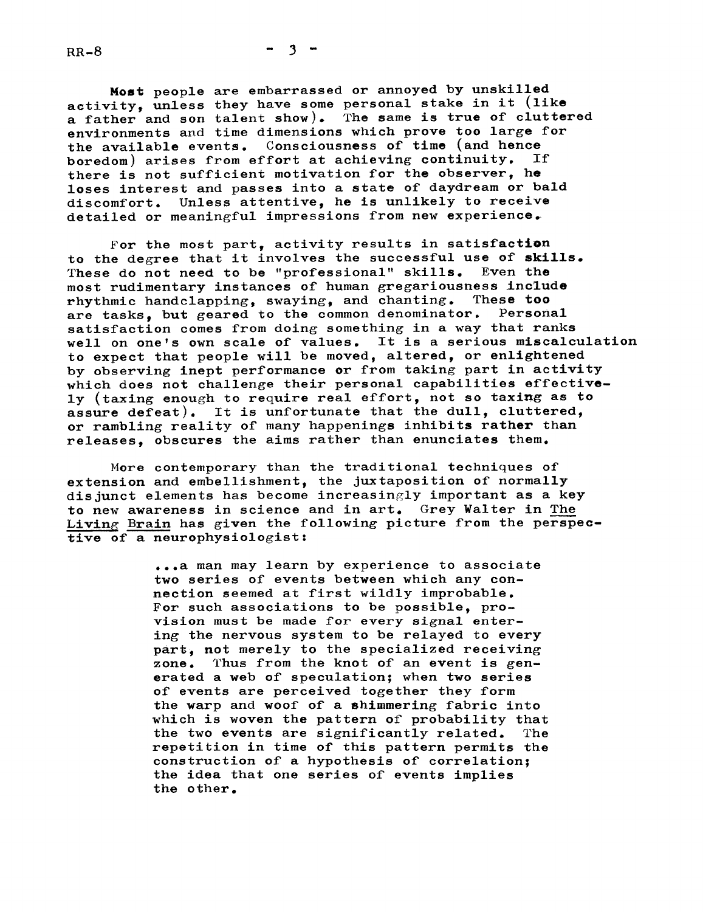Most people are embarrassed or annoyed by unskilled activity, unless they have some personal stake in it (like a father and son talent show). The same is true of cluttered environments and time dimensions which prove too large for the available events. Consciousness of time (and hence boredom) arises from effort at achieving continuity. If there is not sufficient motivation for the observer, he loses interest and passes into a state of daydream or bald discomfort. Unless attentive, he is unlikely to receive detailed or meaningful impressions from new experience.

For the most part, activity results in satisfaction to the degree that it involves the successful use of skills. These do not need to be "professional" skills. Even the most rudimentary instances of human gregariousness include rhythmic handclapping, swaying, and chanting. These too are tasks, but geared to the common denominator. Personal satisfaction comes from doing something in a way that ranks well on one's own scale of values. It is a serious miscalculation to expect that people will be moved, altered, or enlightened by observing inept performance or from taking part in activity which does not challenge their personal capabilities effectively (taxing enough to require real effort, not so taxing as to assure defeat). It is unfortunate that the dull, cluttered, or rambling reality of many happenings inhibits rather than releases, obscures the aims rather than enunciates them.

More contemporary than the traditional techniques of extension and embellishment, the juxtaposition of normally disjunct elements has become increasingly important as a key to new awareness in science and in art. Grey Walter in The Living Brain has given the following picture from the perspective of a neurophysiologist:

> ...a man may learn by experience to associate two series of events between which any connection seemed at first wildly improbable. For such associations to be possible, provision must be made for every signal entering the nervous system to be relayed to every part, not merely to the specialized receiving zone. Thus from the knot of an event is generated a web of speculation; when two series of events are perceived together they form the warp and woof of a shimmering fabric into which is woven the pattern of probability that the two events are significantly related. The repetition in time of this pattern permits the construction of a hypothesis of correlation; the idea that one series of events implies the other.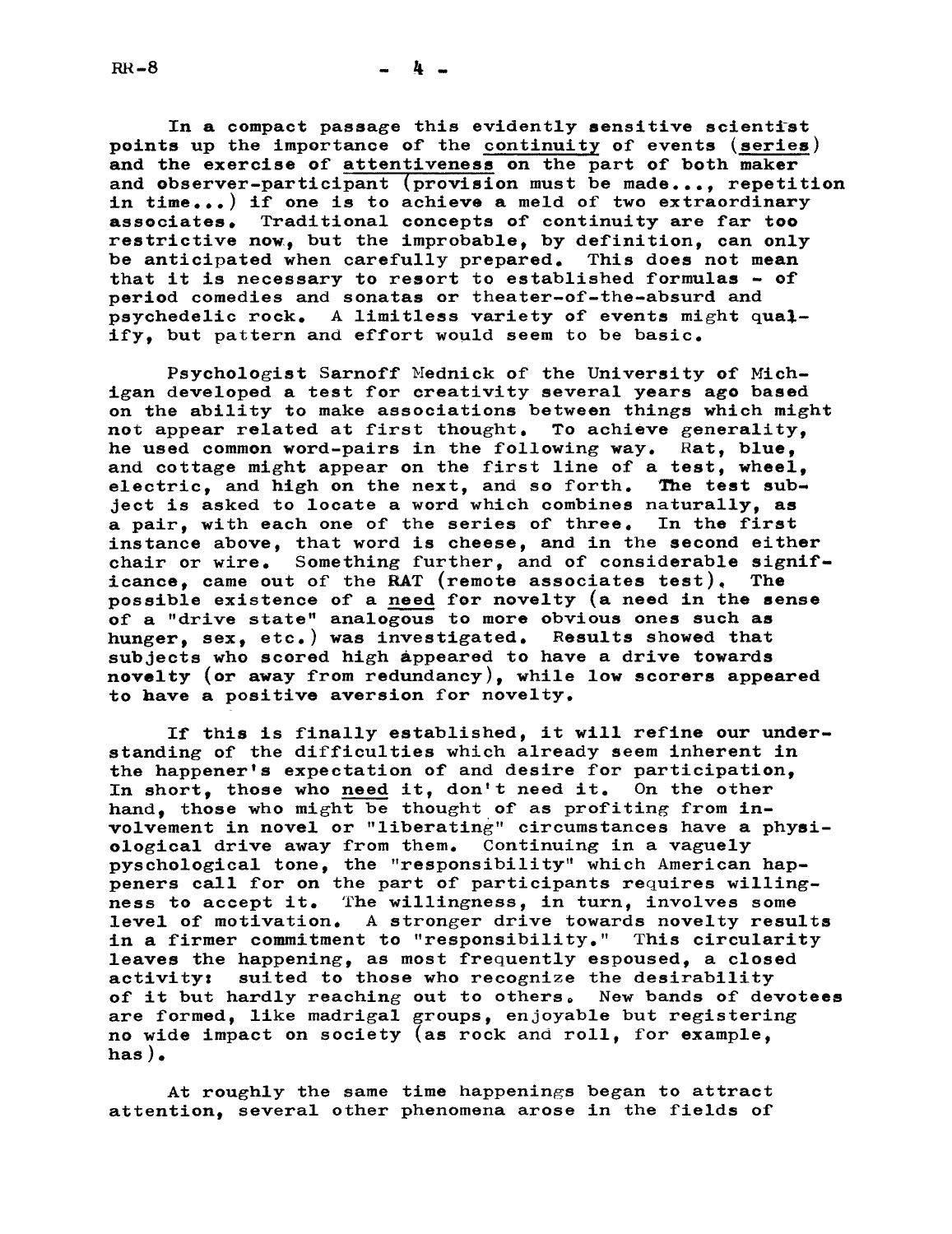In a compact passage this evidently sensitive scientist points up the importance of the continuity of events (series) and the exercise of attentiveness on the part of both maker and observer-participant (provision must be made..., repetition in time...) if one is to achieve a meld of two extraordinary associates. Traditional concepts of continuity are far too restrictive now, but the improbable, by definition, can only be anticipated when carefully prepared. This does not mean that it is necessary to resort to established formulas - of period comedies and sonatas or theater-of-the-absurd and psychedelic rock. A limitless variety of events might qualify, but pattern and effort would seem to be basic.

Psychologist Sarnoff Mednick of the University of Michigan developed a test for creativity several years ago based on the ability to make associations between things which might not appear related at first thought. To achieve generality, he used common word-pairs in the following way. Rat, blue, and cottage might appear on the first line of a test, wheel, electric, and high on the next, and so forth. The test subject is asked to locate a word which combines naturally, as a pair, with each one of the series of three. In the first instance above, that word is cheese, and in the second either chair or wire. Something further, and of considerable significance, came out of the RAT (remote associates test). The possible existence of a need for novelty (a need in the sense of a "drive state" analogous to more obvious ones such as hunger, sex, etc.) was investigated. Results showed that subjects who scored high appeared to have a drive towards novelty (or away from redundancy), while low scorers appeared to have a positive aversion for novelty.

If this is finally established, it will refine our understanding of the difficulties which already seem inherent in the happener's expectation of and desire for participation, In short, those who need it, don't need it. On the other hand, those who might be thought of as profiting from involvement in novel or "liberating" circumstances have a physiological drive away from them. Continuing in a vaguely pyschological tone, the "responsibility" which American happeners call for on the part of participants requires willingness to accept it. The willingness, in turn, involves some level of motivation. A stronger drive towards novelty results in a firmer commitment to "responsibility." This circularity leaves the happening, as most frequently espoused, a closed activity: suited to those who recognize the desirability of it but hardly reaching out to others. New bands of devotees are formed, like madrigal groups, enjoyable but registering no wide impact on society (as rock and roll, for example, has).

At roughly the same time happenings began to attract attention, several other phenomena arose in the fields of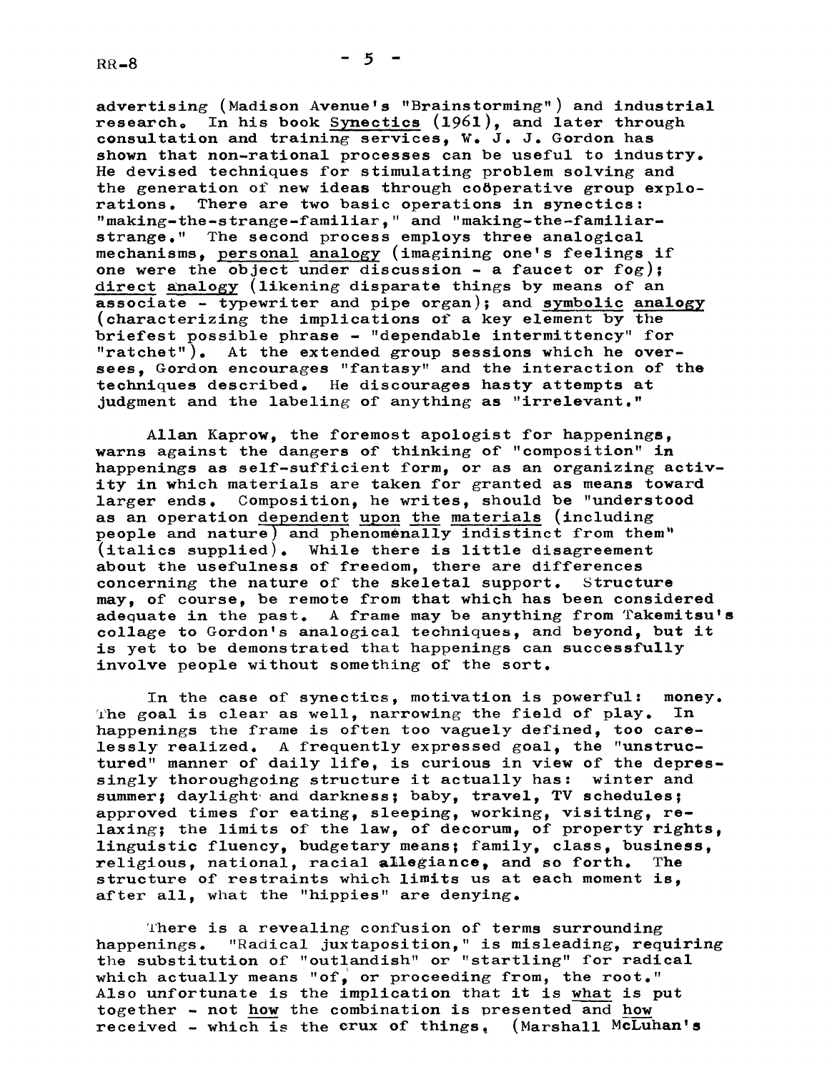advertising (Madison Avenue's "Brainstorming") and industrial research. In his book <u>Synectics</u> (1961), and later through consultation and training services, W. J. J. Gordon has shown that non-rational processes can be useful to industry. He devised techniques for stimulating problem solving and the generation of new ideas through coöperative group explorations. There are two basic operations in synectics: "making-the-strange-familiar," and "making-the-familiar-strange." The second process employs three analogical mechanisms, <u>personal analogy</u> (imagining one's feelings if one were the object under discussion - a faucet or fog); <u>direct analogy</u> (likening disparate things by means of an associate - typewriter and pipe organ); and <u>symbolic analogy</u> (characterizing the implications of a key element by the briefest possible phrase - "dependable intermittency" for "ratchet"). At the extended group sessions which he oversees, Gordon encourages "fantasy" and the interaction of the techniques described. He discourages hasty attempts at judgment and the labeling of anything as "irrelevant."

Allan Kaprow, the foremost apologist for happenings, warns against the dangers of thinking of "composition" in happenings as self-sufficient form, or as an organizing activity in which materials are taken for granted as means toward larger ends. Composition, he writes, should be "understood as an operation <u>dependent upon the materials</u> (including people and nature) and phenomenally indistinct from them" (italics supplied). While there is little disagreement about the usefulness of freedom, there are differences concerning the nature of the skeletal support. Structure may, of course, be remote from that which has been considered adequate in the past. A frame may be anything from Takemitsu's collage to Gordon's analogical techniques, and beyond, but it is yet to be demonstrated that happenings can successfully involve people without something of the sort.

In the case of synectics, motivation is powerful: money. The goal is clear as well, narrowing the field of play. In happenings the frame is often too vaguely defined, too carelessly realized. A frequently expressed goal, the "unstructured" manner of daily life, is curious in view of the depressingly thoroughgoing structure it actually has: winter and summer; daylight and darkness; baby, travel, TV schedules; approved times for eating, sleeping, working, visiting, relaxing; the limits of the law, of decorum, of property rights, linguistic fluency, budgetary means; family, class, business, religious, national, racial allegiance, and so forth. The structure of restraints which limits us at each moment is, after all, what the "hippies" are denying.

There is a revealing confusion of terms surrounding happenings. "Radical juxtaposition," is misleading, requiring the substitution of "outlandish" or "startling" for radical which actually means "of, or proceeding from, the root." Also unfortunate is the implication that it is <u>what</u> is put together - not <u>how</u> the combination is presented and <u>how</u> received - which is the crux of things. (Marshall McLuhan's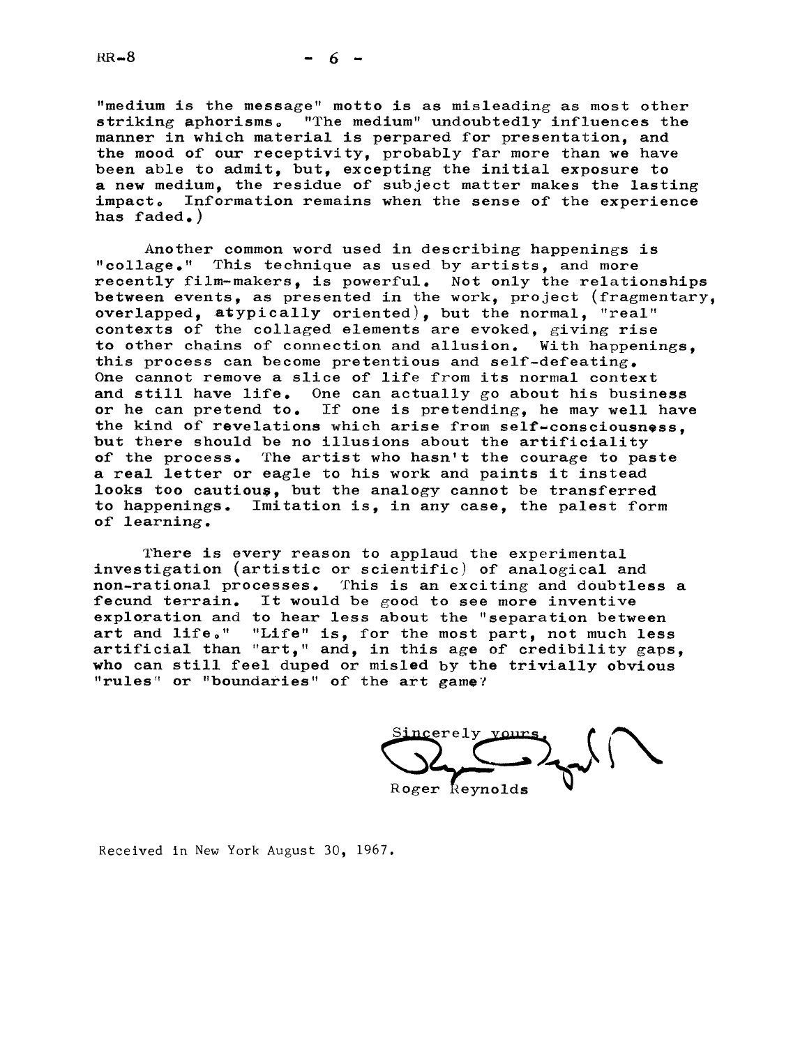"medium is the message" motto is as misleading as most other striking aphorisms. "The medium" undoubtedly influences the manner in which material is perpared for presentation, and the mood of our receptivity, probably far more than we have been able to admit, but, excepting the initial exposure to a new medium, the residue of subject matter makes the lasting impact. Information remains when the sense of the experience has faded.)

Another common word used in describing happenings is "collage." This technique as used by artists, and more recently film-makers, is powerful. Not only the relationships between events, as presented in the work, project (fragmentary, overlapped, atypically oriented), but the normal, "real" contexts of the collaged elements are evoked, giving rise to other chains of connection and allusion. With happenings, this process can become pretentious and self-defeating. One cannot remove a slice of life from its normal context and still have life. One can actually go about his business or he can pretend to. If one is pretending, he may well have the kind of revelations which arise from self-consciousness, but there should be no illusions about the artificiality of the process. The artist who hasn't the courage to paste a real letter or eagle to his work and paints it instead looks too cautious, but the analogy cannot be transferred to happenings. Imitation is, in any case, the palest form of learning.

There is every reason to applaud the experimental investigation (artistic or scientific) of analogical and non-rational processes. This is an exciting and doubtless a fecund terrain. It would be good to see more inventive exploration and to hear less about the "separation between art and life." "Life" is, for the most part, not much less artificial than "art," and, in this age of credibility gaps, who can still feel duped or misled by the trivially obvious "rules" or "boundaries" of the art game?

Sincerely yours,

Roger Reynolds

Received in New York August 30, 1967.